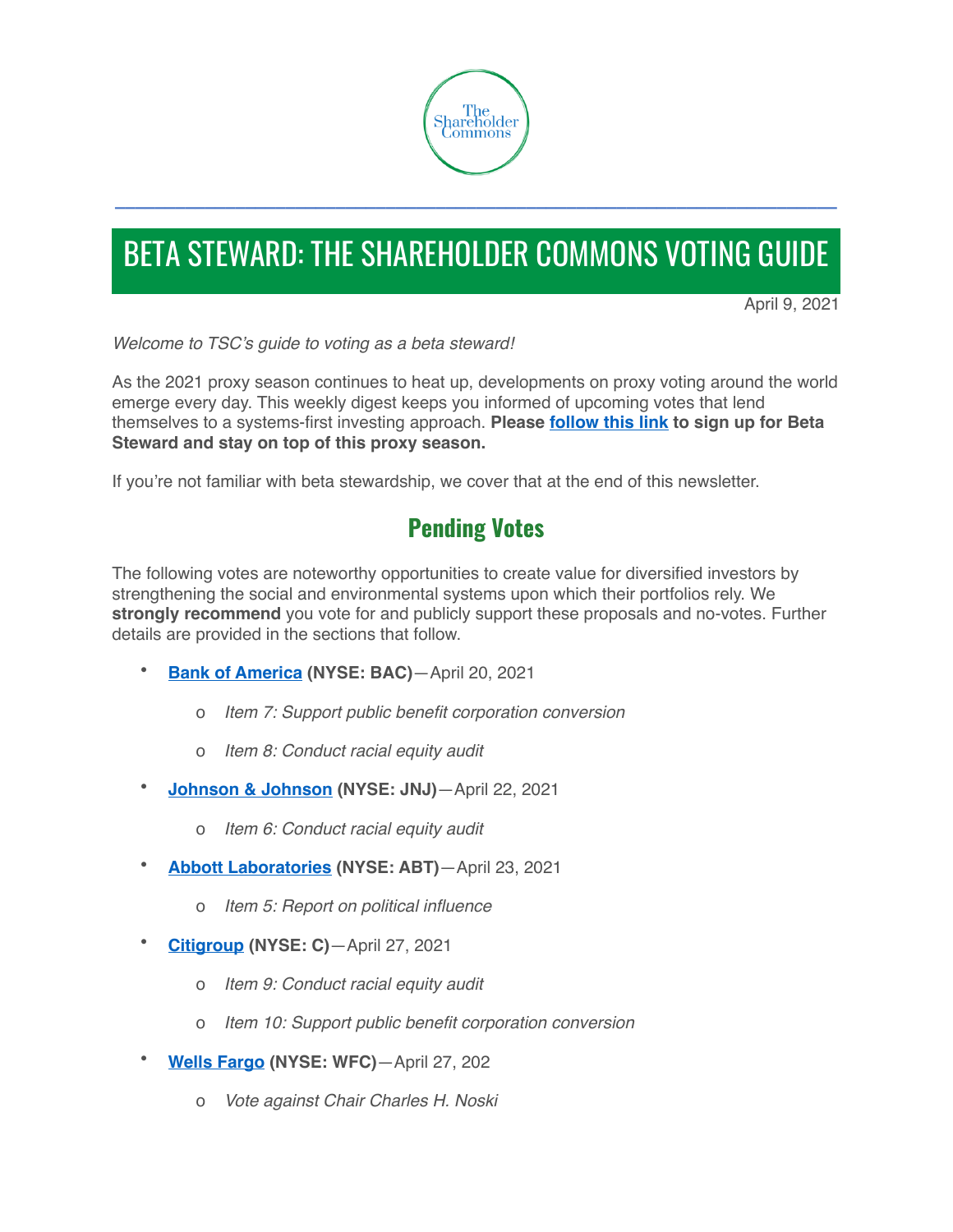The Shareholder Commons

# BETA STEWARD: THE SHAREHOLDER COMMONS VOTING GUIDE

April 9, 2021

*Welcome to TSC's guide to voting as a beta steward!*

As the 2021 proxy season continues to heat up, developments on proxy voting around the world emerge every day. This weekly digest keeps you informed of upcoming votes that lend themselves to a systems-first investing approach. **Please follow this link to sign up for Beta Steward and stay on top of this proxy season.**

If you're not familiar with beta stewardship, we cover that at the end of this newsletter.

## Pending Votes

The following votes are noteworthy opportunities to create value for diversified investors by strengthening the social and environmental systems upon which their portfolios rely. We **strongly recommend** you vote for and publicly support these proposals and no-votes. Further details are provided in the sections that follow.

- **Bank of America (NYSE: BAC)**—April 20, 2021
  - *Item 7: Support public benefit corporation conversion*
  - *Item 8: Conduct racial equity audit*
- **Johnson & Johnson (NYSE: JNJ)**—April 22, 2021
  - *Item 6: Conduct racial equity audit*
- **Abbott Laboratories (NYSE: ABT)**—April 23, 2021
  - *Item 5: Report on political influence*
- **Citigroup (NYSE: C)**—April 27, 2021
  - *Item 9: Conduct racial equity audit*
  - *Item 10: Support public benefit corporation conversion*
- **Wells Fargo (NYSE: WFC)**—April 27, 202
  - *Vote against Chair Charles H. Noski*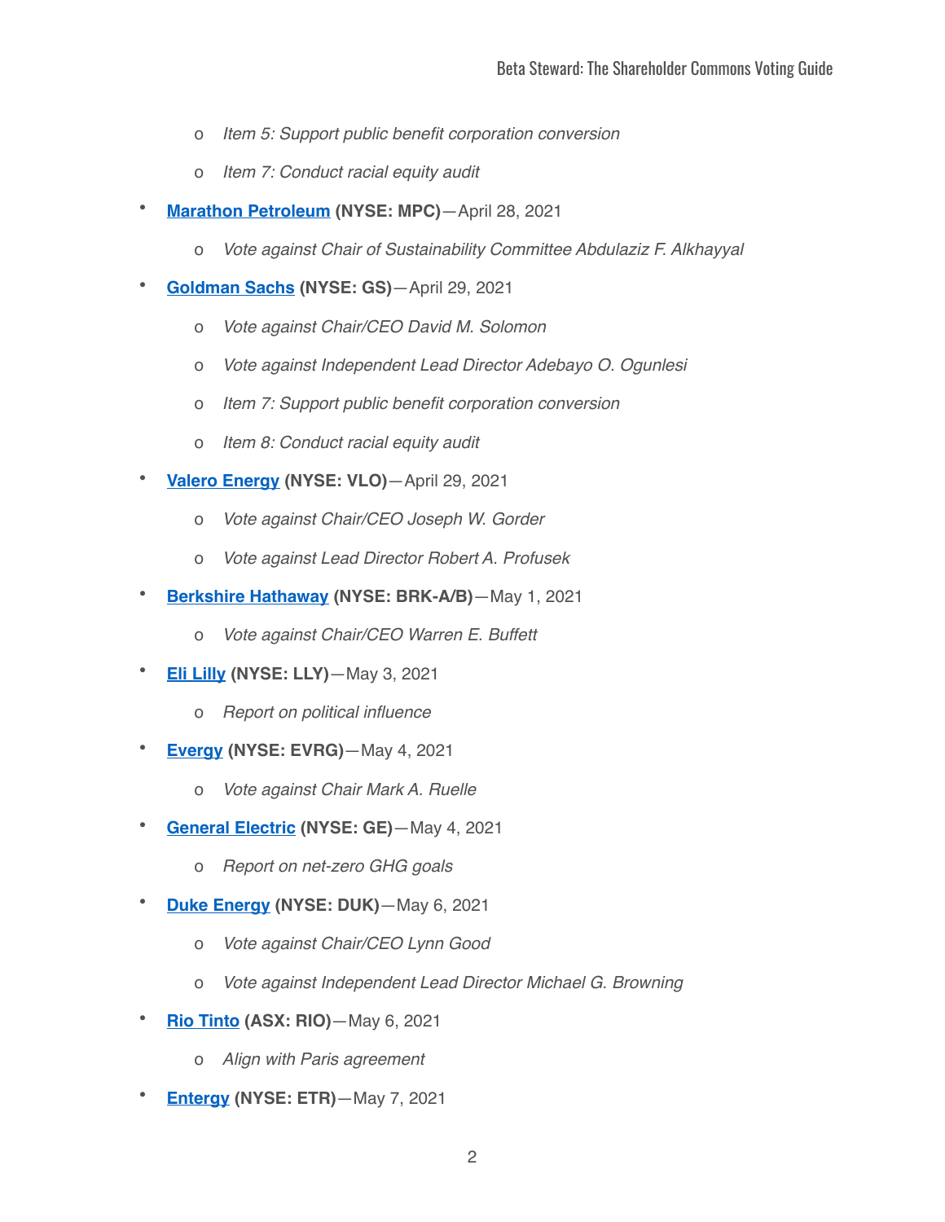- *Item 5: Support public benefit corporation conversion*
- *Item 7: Conduct racial equity audit*

- **Marathon Petroleum (NYSE: MPC)**—April 28, 2021
    - *Vote against Chair of Sustainability Committee Abdulaziz F. Alkhayyal*
- **Goldman Sachs (NYSE: GS)**—April 29, 2021
    - *Vote against Chair/CEO David M. Solomon*
    - *Vote against Independent Lead Director Adebayo O. Ogunlesi*
    - *Item 7: Support public benefit corporation conversion*
    - *Item 8: Conduct racial equity audit*
- **Valero Energy (NYSE: VLO)**—April 29, 2021
    - *Vote against Chair/CEO Joseph W. Gorder*
    - *Vote against Lead Director Robert A. Profusek*
- **Berkshire Hathaway (NYSE: BRK-A/B)**—May 1, 2021
    - *Vote against Chair/CEO Warren E. Buffett*
- **Eli Lilly (NYSE: LLY)**—May 3, 2021
    - *Report on political influence*
- **Evergy (NYSE: EVRG)**—May 4, 2021
    - *Vote against Chair Mark A. Ruelle*
- **General Electric (NYSE: GE)**—May 4, 2021
    - *Report on net-zero GHG goals*
- **Duke Energy (NYSE: DUK)**—May 6, 2021
    - *Vote against Chair/CEO Lynn Good*
    - *Vote against Independent Lead Director Michael G. Browning*
- **Rio Tinto (ASX: RIO)**—May 6, 2021
    - *Align with Paris agreement*
- **Entergy (NYSE: ETR)**—May 7, 2021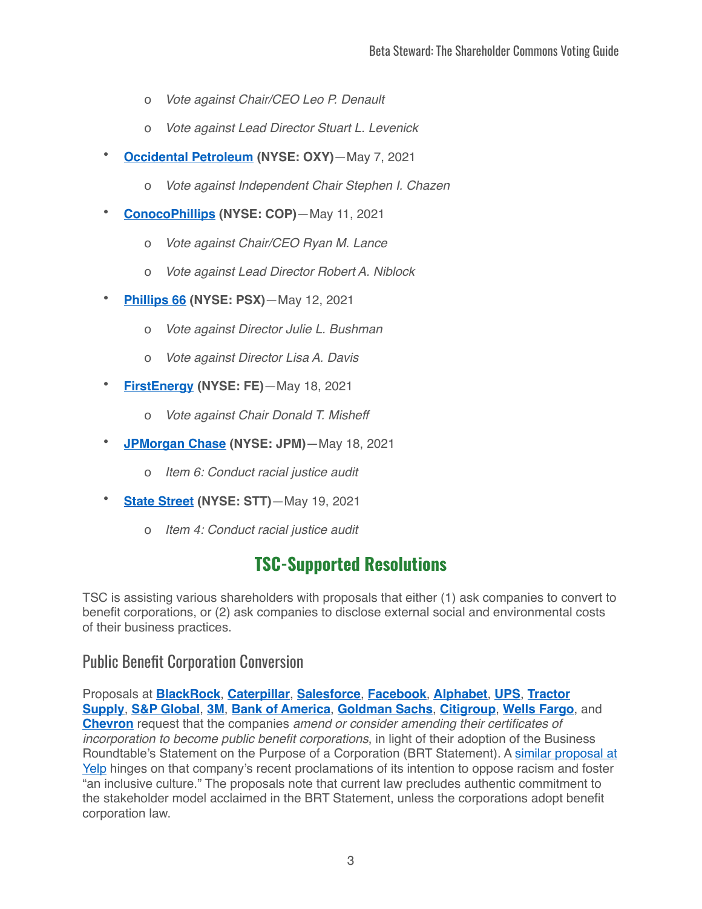- *Vote against Chair/CEO Leo P. Denault*
    - *Vote against Lead Director Stuart L. Levenick*
- **Occidental Petroleum (NYSE: OXY)**—May 7, 2021
    - *Vote against Independent Chair Stephen I. Chazen*
- **ConocoPhillips (NYSE: COP)**—May 11, 2021
    - *Vote against Chair/CEO Ryan M. Lance*
    - *Vote against Lead Director Robert A. Niblock*
- **Phillips 66 (NYSE: PSX)**—May 12, 2021
    - *Vote against Director Julie L. Bushman*
    - *Vote against Director Lisa A. Davis*
- **FirstEnergy (NYSE: FE)**—May 18, 2021
    - *Vote against Chair Donald T. Misheff*
- **JPMorgan Chase (NYSE: JPM)**—May 18, 2021
    - *Item 6: Conduct racial justice audit*
- **State Street (NYSE: STT)**—May 19, 2021
    - *Item 4: Conduct racial justice audit*

## TSC-Supported Resolutions

TSC is assisting various shareholders with proposals that either (1) ask companies to convert to benefit corporations, or (2) ask companies to disclose external social and environmental costs of their business practices.

### Public Benefit Corporation Conversion

Proposals at **BlackRock**, **Caterpillar**, **Salesforce**, **Facebook**, **Alphabet**, **UPS**, **Tractor Supply**, **S&P Global**, **3M**, **Bank of America**, **Goldman Sachs**, **Citigroup**, **Wells Fargo**, and **Chevron** request that the companies *amend or consider amending their certificates of incorporation to become public benefit corporations*, in light of their adoption of the Business Roundtable's Statement on the Purpose of a Corporation (BRT Statement). A similar proposal at Yelp hinges on that company's recent proclamations of its intention to oppose racism and foster "an inclusive culture." The proposals note that current law precludes authentic commitment to the stakeholder model acclaimed in the BRT Statement, unless the corporations adopt benefit corporation law.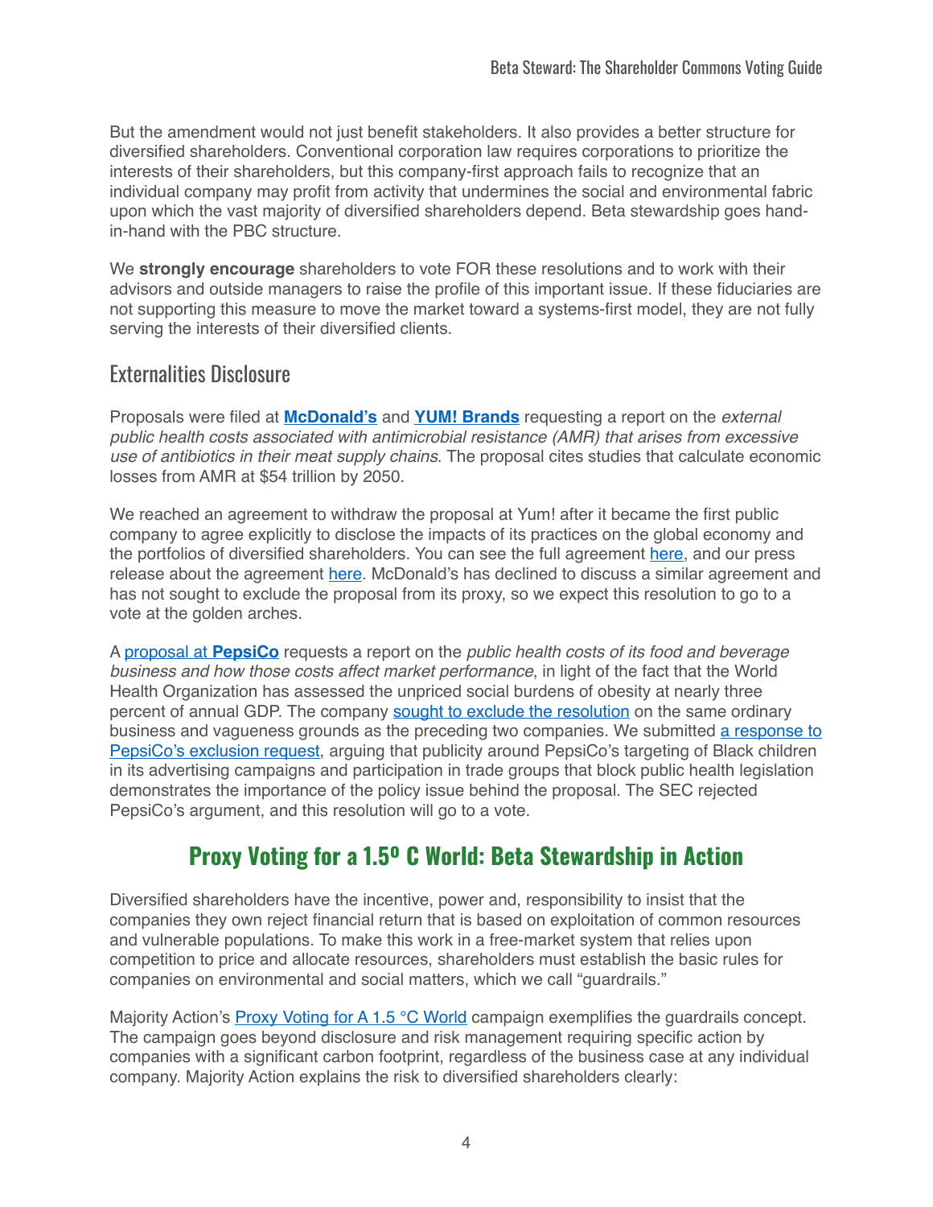But the amendment would not just benefit stakeholders. It also provides a better structure for diversified shareholders. Conventional corporation law requires corporations to prioritize the interests of their shareholders, but this company-first approach fails to recognize that an individual company may profit from activity that undermines the social and environmental fabric upon which the vast majority of diversified shareholders depend. Beta stewardship goes hand-in-hand with the PBC structure.

We **strongly encourage** shareholders to vote FOR these resolutions and to work with their advisors and outside managers to raise the profile of this important issue. If these fiduciaries are not supporting this measure to move the market toward a systems-first model, they are not fully serving the interests of their diversified clients.

## Externalities Disclosure

Proposals were filed at **McDonald's** and **YUM! Brands** requesting a report on the *external public health costs associated with antimicrobial resistance (AMR) that arises from excessive use of antibiotics in their meat supply chains*. The proposal cites studies that calculate economic losses from AMR at $54 trillion by 2050.

We reached an agreement to withdraw the proposal at Yum! after it became the first public company to agree explicitly to disclose the impacts of its practices on the global economy and the portfolios of diversified shareholders. You can see the full agreement here, and our press release about the agreement here. McDonald's has declined to discuss a similar agreement and has not sought to exclude the proposal from its proxy, so we expect this resolution to go to a vote at the golden arches.

A proposal at **PepsiCo** requests a report on the *public health costs of its food and beverage business and how those costs affect market performance*, in light of the fact that the World Health Organization has assessed the unpriced social burdens of obesity at nearly three percent of annual GDP. The company sought to exclude the resolution on the same ordinary business and vagueness grounds as the preceding two companies. We submitted a response to PepsiCo's exclusion request, arguing that publicity around PepsiCo's targeting of Black children in its advertising campaigns and participation in trade groups that block public health legislation demonstrates the importance of the policy issue behind the proposal. The SEC rejected PepsiCo's argument, and this resolution will go to a vote.

## Proxy Voting for a 1.5º C World: Beta Stewardship in Action

Diversified shareholders have the incentive, power and, responsibility to insist that the companies they own reject financial return that is based on exploitation of common resources and vulnerable populations. To make this work in a free-market system that relies upon competition to price and allocate resources, shareholders must establish the basic rules for companies on environmental and social matters, which we call "guardrails."

Majority Action's Proxy Voting for A 1.5 °C World campaign exemplifies the guardrails concept. The campaign goes beyond disclosure and risk management requiring specific action by companies with a significant carbon footprint, regardless of the business case at any individual company. Majority Action explains the risk to diversified shareholders clearly: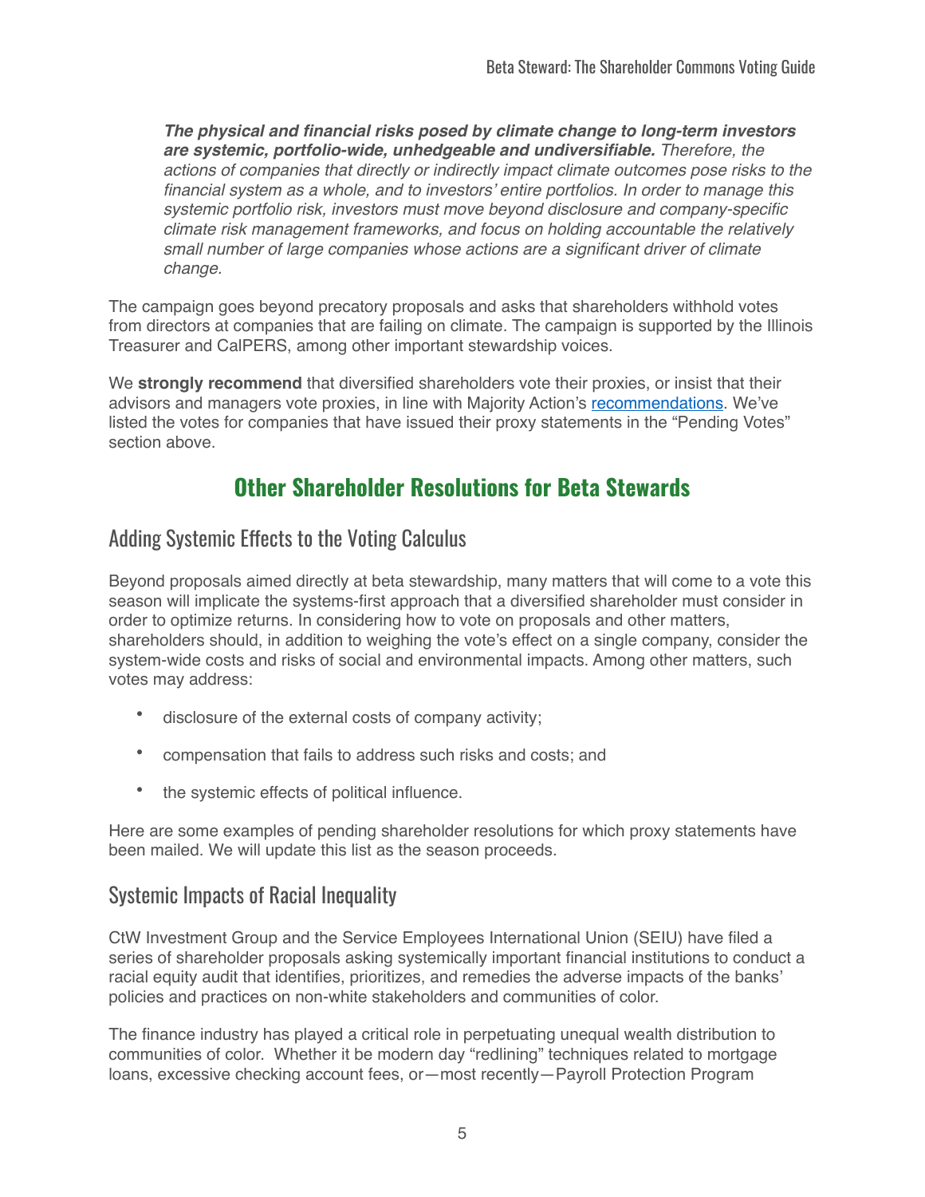> ***The physical and financial risks posed by climate change to long-term investors are systemic, portfolio-wide, unhedgeable and undiversifiable.*** *Therefore, the actions of companies that directly or indirectly impact climate outcomes pose risks to the financial system as a whole, and to investors' entire portfolios. In order to manage this systemic portfolio risk, investors must move beyond disclosure and company-specific climate risk management frameworks, and focus on holding accountable the relatively small number of large companies whose actions are a significant driver of climate change.*

The campaign goes beyond precatory proposals and asks that shareholders withhold votes from directors at companies that are failing on climate. The campaign is supported by the Illinois Treasurer and CalPERS, among other important stewardship voices.

We **strongly recommend** that diversified shareholders vote their proxies, or insist that their advisors and managers vote proxies, in line with Majority Action's recommendations. We've listed the votes for companies that have issued their proxy statements in the "Pending Votes" section above.

# Other Shareholder Resolutions for Beta Stewards

## Adding Systemic Effects to the Voting Calculus

Beyond proposals aimed directly at beta stewardship, many matters that will come to a vote this season will implicate the systems-first approach that a diversified shareholder must consider in order to optimize returns. In considering how to vote on proposals and other matters, shareholders should, in addition to weighing the vote's effect on a single company, consider the system-wide costs and risks of social and environmental impacts. Among other matters, such votes may address:

- disclosure of the external costs of company activity;
- compensation that fails to address such risks and costs; and
- the systemic effects of political influence.

Here are some examples of pending shareholder resolutions for which proxy statements have been mailed. We will update this list as the season proceeds.

## Systemic Impacts of Racial Inequality

CtW Investment Group and the Service Employees International Union (SEIU) have filed a series of shareholder proposals asking systemically important financial institutions to conduct a racial equity audit that identifies, prioritizes, and remedies the adverse impacts of the banks' policies and practices on non-white stakeholders and communities of color.

The finance industry has played a critical role in perpetuating unequal wealth distribution to communities of color. Whether it be modern day "redlining" techniques related to mortgage loans, excessive checking account fees, or—most recently—Payroll Protection Program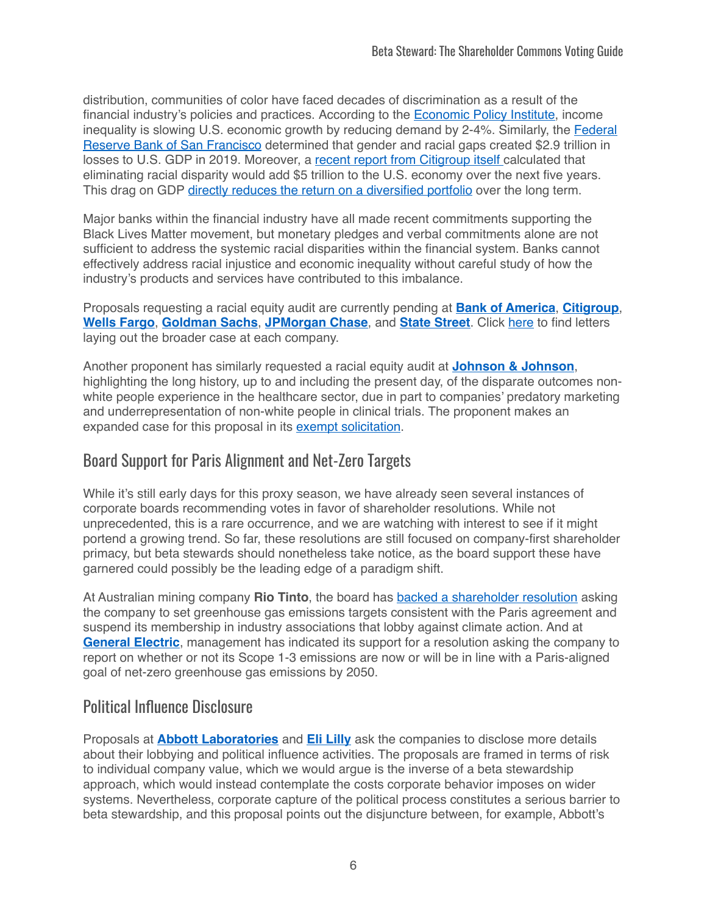distribution, communities of color have faced decades of discrimination as a result of the financial industry's policies and practices. According to the Economic Policy Institute, income inequality is slowing U.S. economic growth by reducing demand by 2-4%. Similarly, the Federal Reserve Bank of San Francisco determined that gender and racial gaps created $2.9 trillion in losses to U.S. GDP in 2019. Moreover, a recent report from Citigroup itself calculated that eliminating racial disparity would add $5 trillion to the U.S. economy over the next five years. This drag on GDP directly reduces the return on a diversified portfolio over the long term.

Major banks within the financial industry have all made recent commitments supporting the Black Lives Matter movement, but monetary pledges and verbal commitments alone are not sufficient to address the systemic racial disparities within the financial system. Banks cannot effectively address racial injustice and economic inequality without careful study of how the industry's products and services have contributed to this imbalance.

Proposals requesting a racial equity audit are currently pending at **Bank of America**, **Citigroup**, **Wells Fargo**, **Goldman Sachs**, **JPMorgan Chase**, and **State Street**. Click here to find letters laying out the broader case at each company.

Another proponent has similarly requested a racial equity audit at **Johnson & Johnson**, highlighting the long history, up to and including the present day, of the disparate outcomes non-white people experience in the healthcare sector, due in part to companies' predatory marketing and underrepresentation of non-white people in clinical trials. The proponent makes an expanded case for this proposal in its exempt solicitation.

## Board Support for Paris Alignment and Net-Zero Targets

While it's still early days for this proxy season, we have already seen several instances of corporate boards recommending votes in favor of shareholder resolutions. While not unprecedented, this is a rare occurrence, and we are watching with interest to see if it might portend a growing trend. So far, these resolutions are still focused on company-first shareholder primacy, but beta stewards should nonetheless take notice, as the board support these have garnered could possibly be the leading edge of a paradigm shift.

At Australian mining company **Rio Tinto**, the board has backed a shareholder resolution asking the company to set greenhouse gas emissions targets consistent with the Paris agreement and suspend its membership in industry associations that lobby against climate action. And at **General Electric**, management has indicated its support for a resolution asking the company to report on whether or not its Scope 1-3 emissions are now or will be in line with a Paris-aligned goal of net-zero greenhouse gas emissions by 2050.

## Political Influence Disclosure

Proposals at **Abbott Laboratories** and **Eli Lilly** ask the companies to disclose more details about their lobbying and political influence activities. The proposals are framed in terms of risk to individual company value, which we would argue is the inverse of a beta stewardship approach, which would instead contemplate the costs corporate behavior imposes on wider systems. Nevertheless, corporate capture of the political process constitutes a serious barrier to beta stewardship, and this proposal points out the disjuncture between, for example, Abbott's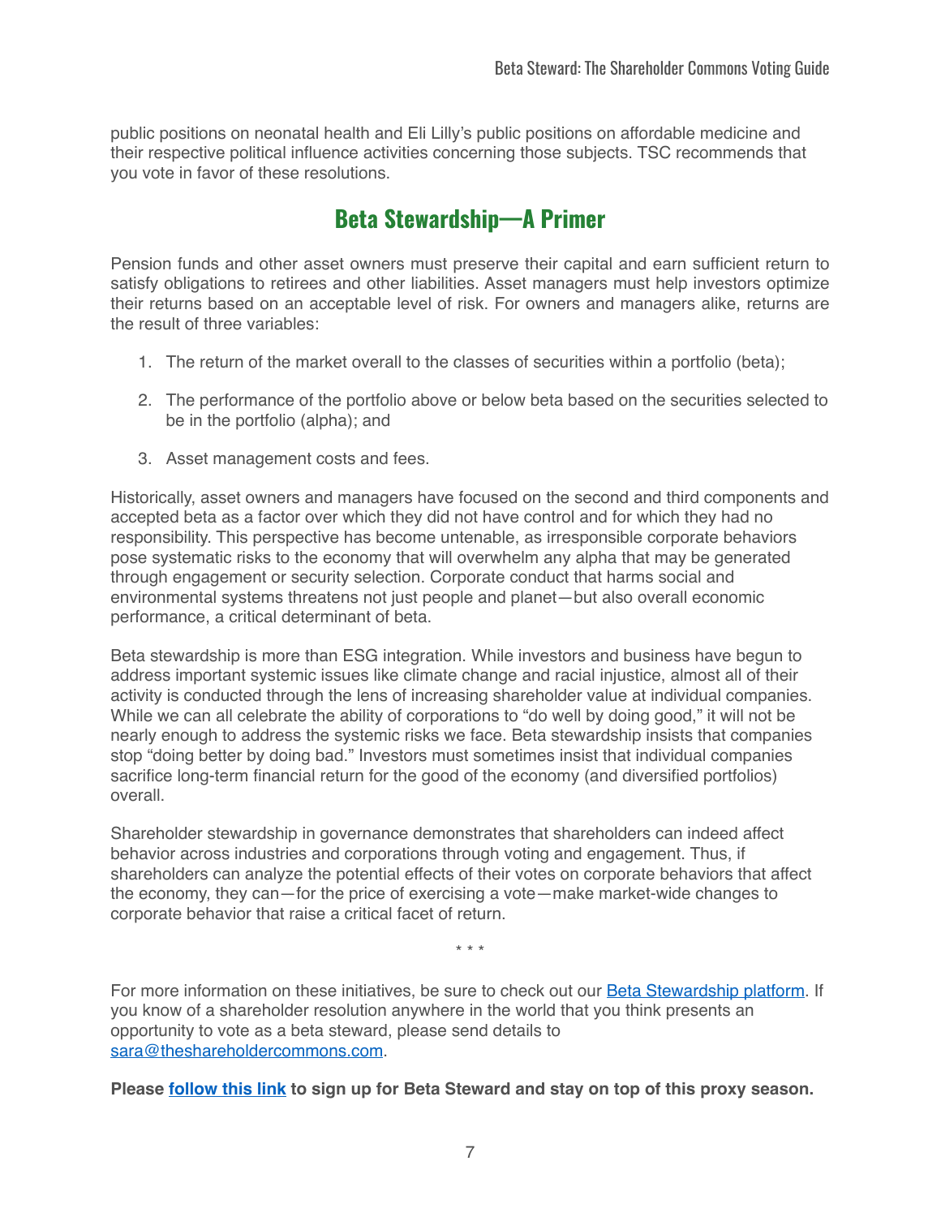public positions on neonatal health and Eli Lilly's public positions on affordable medicine and their respective political influence activities concerning those subjects. TSC recommends that you vote in favor of these resolutions.

## Beta Stewardship—A Primer

Pension funds and other asset owners must preserve their capital and earn sufficient return to satisfy obligations to retirees and other liabilities. Asset managers must help investors optimize their returns based on an acceptable level of risk. For owners and managers alike, returns are the result of three variables:

1. The return of the market overall to the classes of securities within a portfolio (beta);
2. The performance of the portfolio above or below beta based on the securities selected to be in the portfolio (alpha); and
3. Asset management costs and fees.

Historically, asset owners and managers have focused on the second and third components and accepted beta as a factor over which they did not have control and for which they had no responsibility. This perspective has become untenable, as irresponsible corporate behaviors pose systematic risks to the economy that will overwhelm any alpha that may be generated through engagement or security selection. Corporate conduct that harms social and environmental systems threatens not just people and planet—but also overall economic performance, a critical determinant of beta.

Beta stewardship is more than ESG integration. While investors and business have begun to address important systemic issues like climate change and racial injustice, almost all of their activity is conducted through the lens of increasing shareholder value at individual companies. While we can all celebrate the ability of corporations to "do well by doing good," it will not be nearly enough to address the systemic risks we face. Beta stewardship insists that companies stop "doing better by doing bad." Investors must sometimes insist that individual companies sacrifice long-term financial return for the good of the economy (and diversified portfolios) overall.

Shareholder stewardship in governance demonstrates that shareholders can indeed affect behavior across industries and corporations through voting and engagement. Thus, if shareholders can analyze the potential effects of their votes on corporate behaviors that affect the economy, they can—for the price of exercising a vote—make market-wide changes to corporate behavior that raise a critical facet of return.

\* \* \*

For more information on these initiatives, be sure to check out our Beta Stewardship platform. If you know of a shareholder resolution anywhere in the world that you think presents an opportunity to vote as a beta steward, please send details to sara@theshareholdercommons.com.

**Please follow this link to sign up for Beta Steward and stay on top of this proxy season.**